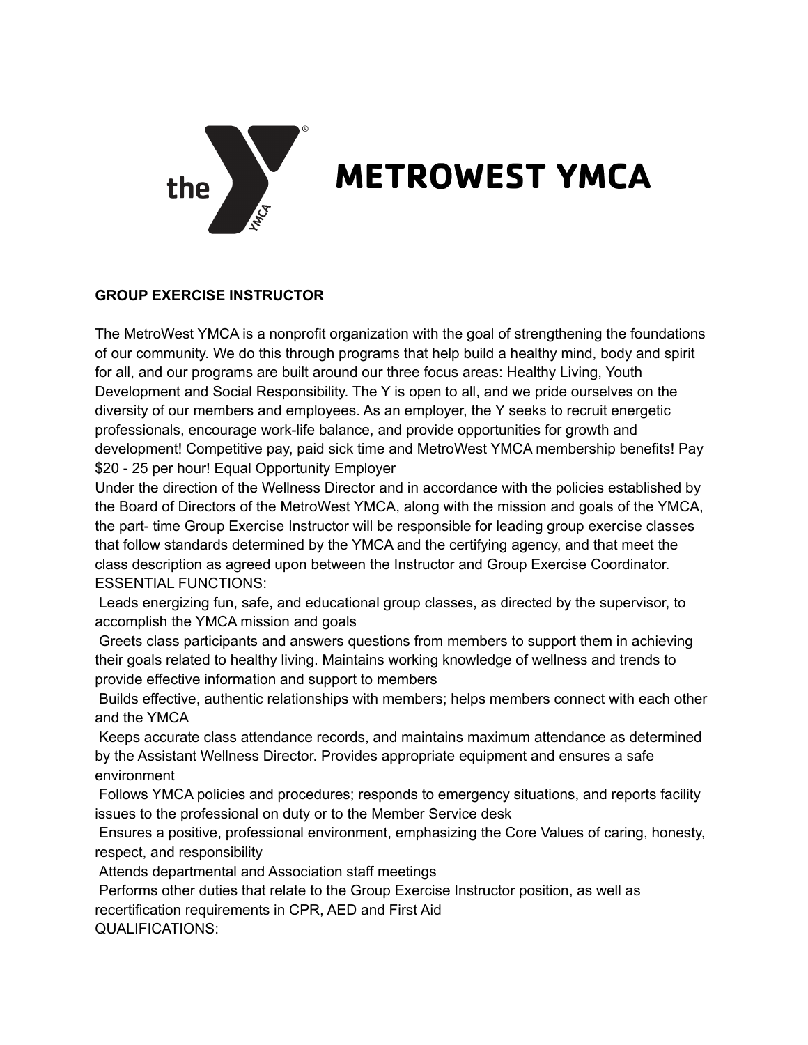# METROWEST YMCA

**GROUP EXERCISE INSTRUCTOR**

The MetroWest YMCA is a nonprofit organization with the goal of strengthening the foundations of our community. We do this through programs that help build a healthy mind, body and spirit for all, and our programs are built around our three focus areas: Healthy Living, Youth Development and Social Responsibility. The Y is open to all, and we pride ourselves on the diversity of our members and employees. As an employer, the Y seeks to recruit energetic professionals, encourage work-life balance, and provide opportunities for growth and development! Competitive pay, paid sick time and MetroWest YMCA membership benefits! Pay $20 - 25 per hour! Equal Opportunity Employer

Under the direction of the Wellness Director and in accordance with the policies established by the Board of Directors of the MetroWest YMCA, along with the mission and goals of the YMCA, the part- time Group Exercise Instructor will be responsible for leading group exercise classes that follow standards determined by the YMCA and the certifying agency, and that meet the class description as agreed upon between the Instructor and Group Exercise Coordinator.

ESSENTIAL FUNCTIONS:

- Leads energizing fun, safe, and educational group classes, as directed by the supervisor, to accomplish the YMCA mission and goals
- Greets class participants and answers questions from members to support them in achieving their goals related to healthy living. Maintains working knowledge of wellness and trends to provide effective information and support to members
- Builds effective, authentic relationships with members; helps members connect with each other and the YMCA
- Keeps accurate class attendance records, and maintains maximum attendance as determined by the Assistant Wellness Director. Provides appropriate equipment and ensures a safe environment
- Follows YMCA policies and procedures; responds to emergency situations, and reports facility issues to the professional on duty or to the Member Service desk
- Ensures a positive, professional environment, emphasizing the Core Values of caring, honesty, respect, and responsibility
- Attends departmental and Association staff meetings
- Performs other duties that relate to the Group Exercise Instructor position, as well as recertification requirements in CPR, AED and First Aid

QUALIFICATIONS: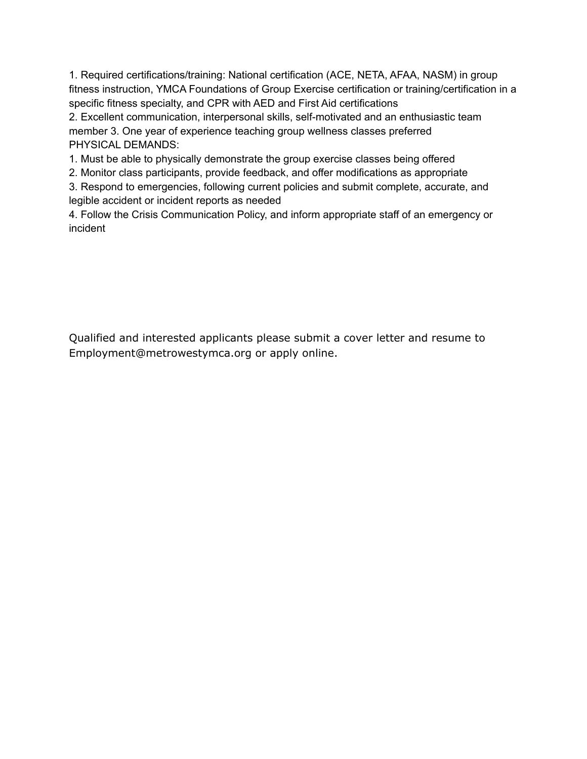1. Required certifications/training: National certification (ACE, NETA, AFAA, NASM) in group fitness instruction, YMCA Foundations of Group Exercise certification or training/certification in a specific fitness specialty, and CPR with AED and First Aid certifications
2. Excellent communication, interpersonal skills, self-motivated and an enthusiastic team member 3. One year of experience teaching group wellness classes preferred

PHYSICAL DEMANDS:

1. Must be able to physically demonstrate the group exercise classes being offered
2. Monitor class participants, provide feedback, and offer modifications as appropriate
3. Respond to emergencies, following current policies and submit complete, accurate, and legible accident or incident reports as needed
4. Follow the Crisis Communication Policy, and inform appropriate staff of an emergency or incident

Qualified and interested applicants please submit a cover letter and resume to Employment@metrowestymca.org or apply online.